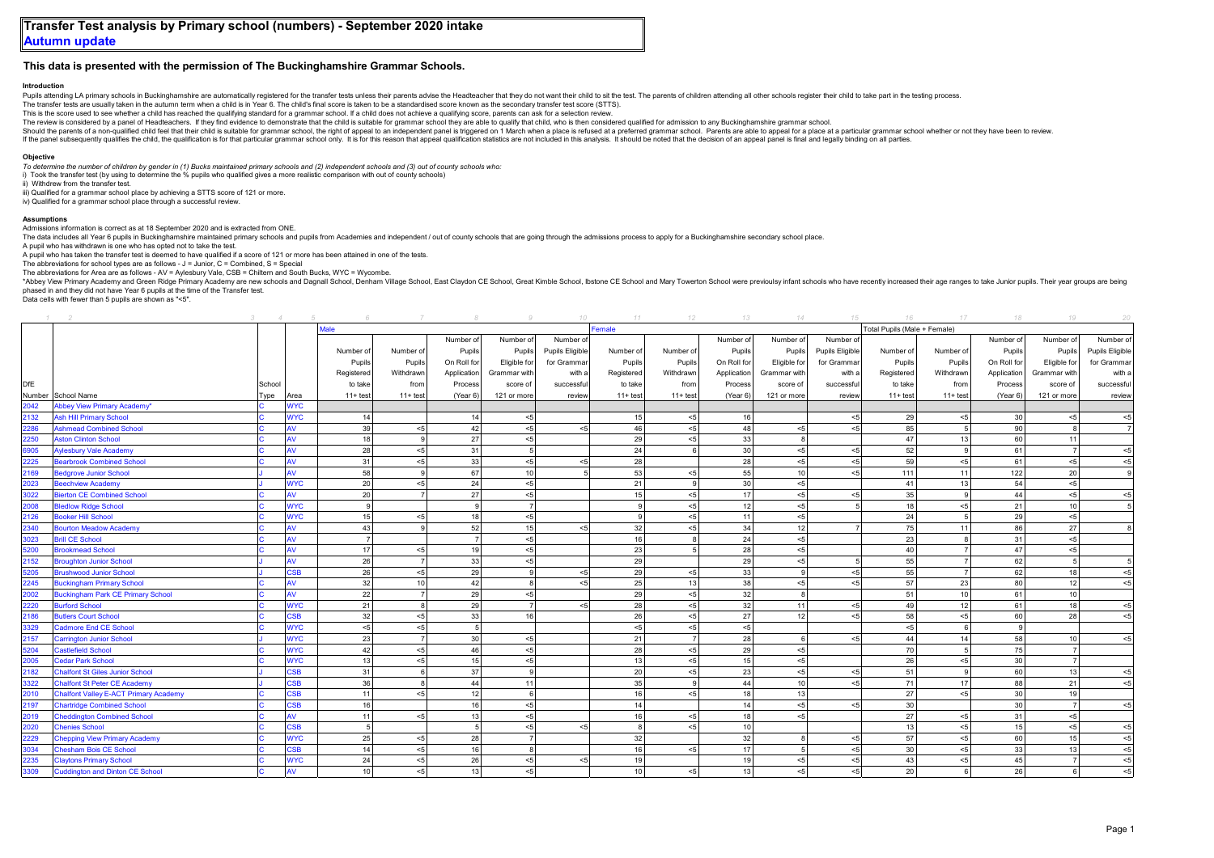# Transfer Test analysis by Primary school (numbers) - September 2020 intake

## Autumn update

### This data is presented with the permission of The Buckinghamshire Grammar Schools.

**Introduction**

Pupils attending LA primary schools in Buckinghamshire are automatically registered for the transfer tests unless their parents advise the Headteacher that they do not want their child to sit the test. The parents of children attending all other schools register their child to take part in the testing process.
The transfer tests are usually taken in the autumn term when a child is in Year 6. The child's final score is taken to be a standardised score known as the secondary transfer test score (STTS).
This is the score used to see whether a child has reached the qualifying standard for a grammar school. If a child does not achieve a qualifying score, parents can ask for a selection review.
The review is considered by a panel of Headteachers. If they find evidence to demonstrate that the child is suitable for grammar school they are able to qualify that child, who is then considered qualified for admission to any Buckinghamshire grammar school.
Should the parents of a non-qualified child feel that their child is suitable for grammar school, the right of appeal to an independent panel is triggered on 1 March when a place is refused at a preferred grammar school. Parents are able to appeal for a place at a particular grammar school whether or not they have been to review.
If the panel subsequently qualifies the child, the qualification is for that particular grammar school only. It is for this reason that appeal qualification statistics are not included in this analysis. It should be noted that the decision of an appeal panel is final and legally binding on all parties.

**Objective**

*To determine the number of children by gender in (1) Bucks maintained primary schools and (2) independent schools and (3) out of county schools who:*
i) Took the transfer test (by using to determine the % pupils who qualified gives a more realistic comparison with out of county schools)
ii) Withdrew from the transfer test.
iii) Qualified for a grammar school place by achieving a STTS score of 121 or more.
iv) Qualified for a grammar school place through a successful review.

**Assumptions**

Admissions information is correct as at 18 September 2020 and is extracted from ONE.
The data includes all Year 6 pupils in Buckinghamshire maintained primary schools and pupils from Academies and independent / out of county schools that are going through the admissions process to apply for a Buckinghamshire secondary school place.
A pupil who has withdrawn is one who has opted not to take the test.
A pupil who has taken the transfer test is deemed to have qualified if a score of 121 or more has been attained in one of the tests.
The abbreviations for school types are as follows - J = Junior, C = Combined, S = Special
The abbreviations for Area are as follows - AV = Aylesbury Vale, CSB = Chiltern and South Bucks, WYC = Wycombe.
*Abbey View Primary Academy and Green Ridge Primary Academy are new schools and Dagnall School, Denham Village School, East Claydon CE School, Great Kimble School, Ibstone CE School and Mary Towerton School were previoulsy infant schools who have recently increased their age ranges to take Junior pupils. Their year groups are being phased in and they did not have Year 6 pupils at the time of the Transfer test.
Data cells with fewer than 5 pupils are shown as "<5".

| 1 | 2 | 3 | 4 | 5 | 6 | 7 | 8 | 9 | 10 | 11 | 12 | 13 | 14 | 15 | 16 | 17 | 18 | 19 | 20 |
|---|---|---|---|---|---|---|---|---|---|---|---|---|---|---|---|---|---|---|---|
| | | | | Male | | | | | Female | | | | | Total Pupils (Male + Female) | | | | |
| DfE Number | School Name | School Type | Area | Number of Pupils Registered to take 11+ test | Number of Pupils Withdrawn from 11+ test | Number of Pupils On Roll for Application Process (Year 6) | Number of Pupils Eligible for Grammar with score of 121 or more | Number of Pupils Eligible for Grammar with a successful review | Number of Pupils Registered to take 11+ test | Number of Pupils Withdrawn from 11+ test | Number of Pupils On Roll for Application Process (Year 6) | Number of Pupils Eligible for Grammar with score of 121 or more | Number of Pupils Eligible for Grammar with a successful review | Number of Pupils Registered to take 11+ test | Number of Pupils Withdrawn from 11+ test | Number of Pupils On Roll for Application Process (Year 6) | Number of Pupils Eligible for Grammar with score of 121 or more | Number of Pupils Eligible for Grammar with a successful review |
| 2042 | Abbey View Primary Academy* | C | WYC | | | | | | | | | | | | | | | |
| 2132 | Ash Hill Primary School | C | WYC | 14 | | 14 | <5 | | 15 | <5 | 16 | | <5 | 29 | <5 | 30 | <5 | <5 |
| 2286 | Ashmead Combined School | C | AV | 39 | <5 | 42 | <5 | <5 | 46 | <5 | 48 | <5 | <5 | 85 | 5 | 90 | 8 | 7 |
| 2250 | Aston Clinton School | C | AV | 18 | 9 | 27 | <5 | | 29 | <5 | 33 | 8 | | 47 | 13 | 60 | 11 | |
| 6905 | Aylesbury Vale Academy | C | AV | 28 | <5 | 31 | 5 | | 24 | 6 | 30 | <5 | <5 | 52 | 9 | 61 | 7 | <5 |
| 2225 | Bearbrook Combined School | C | AV | 31 | <5 | 33 | <5 | <5 | 28 | | 28 | <5 | <5 | 59 | <5 | 61 | <5 | <5 |
| 2169 | Bedgrove Junior School | J | AV | 58 | 9 | 67 | 10 | 5 | 53 | <5 | 55 | 10 | <5 | 111 | 11 | 122 | 20 | 9 |
| 2023 | Beechview Academy | J | WYC | 20 | <5 | 24 | <5 | | 21 | 9 | 30 | <5 | | 41 | 13 | 54 | <5 | |
| 3022 | Bierton CE Combined School | C | AV | 20 | 7 | 27 | <5 | | 15 | <5 | 17 | <5 | <5 | 35 | 9 | 44 | <5 | <5 |
| 2008 | Bledlow Ridge School | C | WYC | 9 | | 9 | 7 | | 9 | <5 | 12 | <5 | 5 | 18 | <5 | 21 | 10 | 5 |
| 2126 | Booker Hill School | C | WYC | 15 | <5 | 18 | <5 | | 9 | <5 | 11 | <5 | | 24 | 5 | 29 | <5 | |
| 2340 | Bourton Meadow Academy | C | AV | 43 | 9 | 52 | 15 | <5 | 32 | <5 | 34 | 12 | 7 | 75 | 11 | 86 | 27 | 8 |
| 3023 | Brill CE School | C | AV | 7 | | 7 | <5 | | 16 | 8 | 24 | <5 | | 23 | 8 | 31 | <5 | |
| 5200 | Brookmead School | C | AV | 17 | <5 | 19 | <5 | | 23 | 5 | 28 | <5 | | 40 | 7 | 47 | <5 | |
| 2152 | Broughton Junior School | J | AV | 26 | 7 | 33 | <5 | | 29 | | 29 | <5 | 5 | 55 | 7 | 62 | 5 | 5 |
| 5205 | Brushwood Junior School | J | CSB | 26 | <5 | 29 | 9 | <5 | 29 | <5 | 33 | 9 | <5 | 55 | 7 | 62 | 18 | <5 |
| 2245 | Buckingham Primary School | C | AV | 32 | 10 | 42 | 8 | <5 | 25 | 13 | 38 | <5 | <5 | 57 | 23 | 80 | 12 | <5 |
| 2002 | Buckingham Park CE Primary School | C | AV | 22 | 7 | 29 | <5 | | 29 | <5 | 32 | 8 | | 51 | 10 | 61 | 10 | |
| 2220 | Burford School | C | WYC | 21 | 8 | 29 | 7 | <5 | 28 | <5 | 32 | 11 | <5 | 49 | 12 | 61 | 18 | <5 |
| 2186 | Butlers Court School | C | CSB | 32 | <5 | 33 | 16 | | 26 | <5 | 27 | 12 | <5 | 58 | <5 | 60 | 28 | <5 |
| 3329 | Cadmore End CE School | C | WYC | <5 | <5 | 5 | | | <5 | <5 | <5 | | | <5 | 6 | 9 | | |
| 2157 | Carrington Junior School | J | WYC | 23 | 7 | 30 | <5 | | 21 | 7 | 28 | 6 | <5 | 44 | 14 | 58 | 10 | <5 |
| 5204 | Castlefield School | C | WYC | 42 | <5 | 46 | <5 | | 28 | <5 | 29 | <5 | | 70 | 5 | 75 | 7 | |
| 2005 | Cedar Park School | C | WYC | 13 | <5 | 15 | <5 | | 13 | <5 | 15 | <5 | | 26 | <5 | 30 | 7 | |
| 2182 | Chalfont St Giles Junior School | J | CSB | 31 | 6 | 37 | 9 | | 20 | <5 | 23 | <5 | <5 | 51 | 9 | 60 | 13 | <5 |
| 3322 | Chalfont St Peter CE Academy | J | CSB | 36 | 8 | 44 | 11 | | 35 | 9 | 44 | 10 | <5 | 71 | 17 | 88 | 21 | <5 |
| 2010 | Chalfont Valley E-ACT Primary Academy | C | CSB | 11 | <5 | 12 | 6 | | 16 | <5 | 18 | 13 | | 27 | <5 | 30 | 19 | |
| 2197 | Chartridge Combined School | C | CSB | 16 | | 16 | <5 | | 14 | | 14 | <5 | <5 | 30 | | 30 | 7 | <5 |
| 2019 | Cheddington Combined School | C | AV | 11 | <5 | 13 | <5 | | 16 | <5 | 18 | <5 | | 27 | <5 | 31 | <5 | |
| 2020 | Chenies School | C | CSB | 5 | | 5 | <5 | <5 | 8 | <5 | 10 | | | 13 | <5 | 15 | <5 | <5 |
| 2229 | Chepping View Primary Academy | C | WYC | 25 | <5 | 28 | 7 | | 32 | | 32 | 8 | <5 | 57 | <5 | 60 | 15 | <5 |
| 3034 | Chesham Bois CE School | C | CSB | 14 | <5 | 16 | 8 | | 16 | <5 | 17 | 5 | <5 | 30 | <5 | 33 | 13 | <5 |
| 2235 | Claytons Primary School | C | WYC | 24 | <5 | 26 | <5 | <5 | 19 | | 19 | <5 | <5 | 43 | <5 | 45 | 7 | <5 |
| 3309 | Cuddington and Dinton CE School | C | AV | 10 | <5 | 13 | <5 | | 10 | <5 | 13 | <5 | <5 | 20 | 6 | 26 | 6 | <5 |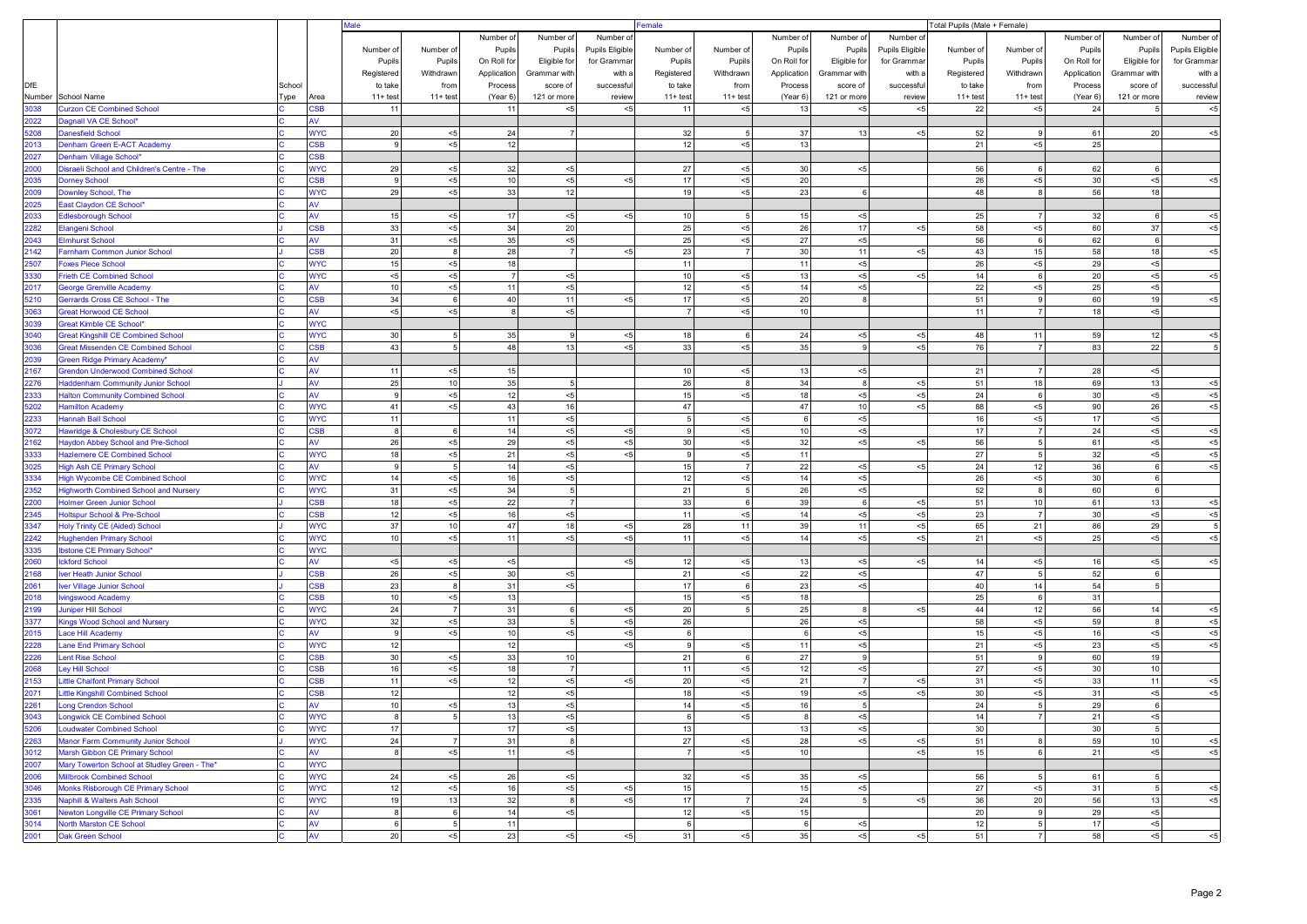| DfE Number | School Name | School Type | Area | Male | | | | | Female | | | | | Total Pupils (Male + Female) | | | | |
|---|---|---|---|---|---|---|---|---|---|---|---|---|---|---|---|---|---|---|
| | | | | Number of Pupils Registered to take 11+ test | Number of Pupils Withdrawn from 11+ test | Number of Pupils On Roll for Application Process (Year 6) | Number of Pupils Eligible for Grammar with score of 121 or more | Number of Pupils Eligible for Grammar with a successful review | Number of Pupils Registered to take 11+ test | Number of Pupils Withdrawn from 11+ test | Number of Pupils On Roll for Application Process (Year 6) | Number of Pupils Eligible for Grammar with score of 121 or more | Number of Pupils Eligible for Grammar with a successful review | Number of Pupils Registered to take 11+ test | Number of Pupils Withdrawn from 11+ test | Number of Pupils On Roll for Application Process (Year 6) | Number of Pupils Eligible for Grammar with score of 121 or more | Number of Pupils Eligible for Grammar with a successful review |
| 3038 | Curzon CE Combined School | C | CSB | 11 | | 11 | <5 | <5 | 11 | <5 | 13 | <5 | <5 | 22 | <5 | 24 | 5 | <5 |
| 2022 | Dagnall VA CE School* | C | AV | | | | | | | | | | | | | | | |
| 5208 | Danesfield School | C | WYC | 20 | <5 | 24 | 7 | | 32 | 5 | 37 | 13 | <5 | 52 | 9 | 61 | 20 | <5 |
| 2013 | Denham Green E-ACT Academy | C | CSB | 9 | <5 | 12 | | | 12 | <5 | 13 | | | 21 | <5 | 25 | | |
| 2027 | Denham Village School* | C | CSB | | | | | | | | | | | | | | | |
| 2000 | Disraeli School and Children's Centre - The | C | WYC | 29 | <5 | 32 | <5 | | 27 | <5 | 30 | <5 | | 56 | 6 | 62 | 6 | |
| 2035 | Dorney School | C | CSB | 9 | <5 | 10 | <5 | <5 | 17 | <5 | 20 | | | 26 | <5 | 30 | <5 | <5 |
| 2009 | Downley School, The | C | WYC | 29 | <5 | 33 | 12 | | 19 | <5 | 23 | 6 | | 48 | 8 | 56 | 18 | |
| 2025 | East Claydon CE School* | C | AV | | | | | | | | | | | | | | | |
| 2033 | Edlesborough School | C | AV | 15 | <5 | 17 | <5 | <5 | 10 | 5 | 15 | <5 | | 25 | 7 | 32 | 6 | <5 |
| 2282 | Elangeni School | J | CSB | 33 | <5 | 34 | 20 | | 25 | <5 | 26 | 17 | <5 | 58 | <5 | 60 | 37 | <5 |
| 2043 | Elmhurst School | C | AV | 31 | <5 | 35 | <5 | | 25 | <5 | 27 | <5 | | 56 | 6 | 62 | 6 | |
| 2142 | Farnham Common Junior School | J | CSB | 20 | 8 | 28 | 7 | <5 | 23 | 7 | 30 | 11 | <5 | 43 | 15 | 58 | 18 | <5 |
| 2507 | Foxes Piece School | C | WYC | 15 | <5 | 18 | | | 11 | | 11 | <5 | | 26 | <5 | 29 | <5 | |
| 3330 | Frieth CE Combined School | C | WYC | <5 | <5 | 7 | <5 | | 10 | <5 | 13 | <5 | <5 | 14 | 6 | 20 | <5 | <5 |
| 2017 | George Grenville Academy | C | AV | 10 | <5 | 11 | <5 | | 12 | <5 | 14 | <5 | | 22 | <5 | 25 | <5 | |
| 5210 | Gerrards Cross CE School - The | C | CSB | 34 | 6 | 40 | 11 | <5 | 17 | <5 | 20 | 8 | | 51 | 9 | 60 | 19 | <5 |
| 3063 | Great Horwood CE School | C | AV | <5 | <5 | 8 | <5 | | 7 | <5 | 10 | | | 11 | 7 | 18 | <5 | |
| 3039 | Great Kimble CE School* | C | WYC | | | | | | | | | | | | | | | |
| 3040 | Great Kingshill CE Combined School | C | WYC | 30 | 5 | 35 | 9 | <5 | 18 | 6 | 24 | <5 | <5 | 48 | 11 | 59 | 12 | <5 |
| 3036 | Great Missenden CE Combined School | C | CSB | 43 | 5 | 48 | 13 | <5 | 33 | <5 | 35 | 9 | <5 | 76 | 7 | 83 | 22 | 5 |
| 2039 | Green Ridge Primary Academy* | C | AV | | | | | | | | | | | | | | | |
| 2167 | Grendon Underwood Combined School | C | AV | 11 | <5 | 15 | | | 10 | <5 | 13 | <5 | | 21 | 7 | 28 | <5 | |
| 2276 | Haddenham Community Junior School | J | AV | 25 | 10 | 35 | 5 | | 26 | 8 | 34 | 8 | <5 | 51 | 18 | 69 | 13 | <5 |
| 2333 | Halton Community Combined School | C | AV | 9 | <5 | 12 | <5 | | 15 | <5 | 18 | <5 | <5 | 24 | 6 | 30 | <5 | <5 |
| 5202 | Hamilton Academy | C | WYC | 41 | <5 | 43 | 16 | | 47 | | 47 | 10 | <5 | 88 | <5 | 90 | 26 | <5 |
| 2233 | Hannah Ball School | C | WYC | 11 | | 11 | <5 | | 5 | <5 | 6 | <5 | | 16 | <5 | 17 | <5 | |
| 3072 | Hawridge & Cholesbury CE School | C | CSB | 8 | 6 | 14 | <5 | <5 | 9 | <5 | 10 | <5 | | 17 | 7 | 24 | <5 | <5 |
| 2162 | Haydon Abbey School and Pre-School | C | AV | 26 | <5 | 29 | <5 | <5 | 30 | <5 | 32 | <5 | <5 | 56 | 5 | 61 | <5 | <5 |
| 3333 | Hazlemere CE Combined School | C | WYC | 18 | <5 | 21 | <5 | <5 | 9 | <5 | 11 | | | 27 | 5 | 32 | <5 | <5 |
| 3025 | High Ash CE Primary School | C | AV | 9 | 5 | 14 | <5 | | 15 | 7 | 22 | <5 | <5 | 24 | 12 | 36 | 6 | <5 |
| 3334 | High Wycombe CE Combined School | C | WYC | 14 | <5 | 16 | <5 | | 12 | <5 | 14 | <5 | | 26 | <5 | 30 | 6 | |
| 2352 | Highworth Combined School and Nursery | C | WYC | 31 | <5 | 34 | 5 | | 21 | 5 | 26 | <5 | | 52 | 8 | 60 | 6 | |
| 2200 | Holmer Green Junior School | J | CSB | 18 | <5 | 22 | 7 | | 33 | 6 | 39 | 6 | <5 | 51 | 10 | 61 | 13 | <5 |
| 2345 | Holtspur School & Pre-School | C | CSB | 12 | <5 | 16 | <5 | | 11 | <5 | 14 | <5 | <5 | 23 | 7 | 30 | <5 | <5 |
| 3347 | Holy Trinity CE (Aided) School | J | WYC | 37 | 10 | 47 | 18 | <5 | 28 | 11 | 39 | 11 | <5 | 65 | 21 | 86 | 29 | 5 |
| 2242 | Hughenden Primary School | C | WYC | 10 | <5 | 11 | <5 | <5 | 11 | <5 | 14 | <5 | <5 | 21 | <5 | 25 | <5 | <5 |
| 3335 | Ibstone CE Primary School* | C | WYC | | | | | | | | | | | | | | | |
| 2060 | Ickford School | C | AV | <5 | <5 | <5 | | <5 | 12 | <5 | 13 | <5 | <5 | 14 | <5 | 16 | <5 | <5 |
| 2168 | Iver Heath Junior School | J | CSB | 26 | <5 | 30 | <5 | | 21 | <5 | 22 | <5 | | 47 | 5 | 52 | 6 | |
| 2061 | Iver Village Junior School | J | CSB | 23 | 8 | 31 | <5 | | 17 | 6 | 23 | <5 | | 40 | 14 | 54 | 5 | |
| 2018 | Ivingswood Academy | C | CSB | 10 | <5 | 13 | | | 15 | <5 | 18 | | | 25 | 6 | 31 | | |
| 2199 | Juniper Hill School | C | WYC | 24 | 7 | 31 | 6 | <5 | 20 | 5 | 25 | 8 | <5 | 44 | 12 | 56 | 14 | <5 |
| 3377 | Kings Wood School and Nursery | C | WYC | 32 | <5 | 33 | 5 | <5 | 26 | | 26 | <5 | | 58 | <5 | 59 | 8 | <5 |
| 2015 | Lace Hill Academy | C | AV | 9 | <5 | 10 | <5 | <5 | 6 | | 6 | <5 | | 15 | <5 | 16 | <5 | <5 |
| 2228 | Lane End Primary School | C | WYC | 12 | | 12 | | <5 | 9 | <5 | 11 | <5 | | 21 | <5 | 23 | <5 | <5 |
| 2226 | Lent Rise School | C | CSB | 30 | <5 | 33 | 10 | | 21 | 6 | 27 | 9 | | 51 | 9 | 60 | 19 | |
| 2068 | Ley Hill School | C | CSB | 16 | <5 | 18 | 7 | | 11 | <5 | 12 | <5 | | 27 | <5 | 30 | 10 | |
| 2153 | Little Chalfont Primary School | C | CSB | 11 | <5 | 12 | <5 | <5 | 20 | <5 | 21 | 7 | <5 | 31 | <5 | 33 | 11 | <5 |
| 2071 | Little Kingshill Combined School | C | CSB | 12 | | 12 | <5 | | 18 | <5 | 19 | <5 | <5 | 30 | <5 | 31 | <5 | <5 |
| 2261 | Long Crendon School | C | AV | 10 | <5 | 13 | <5 | | 14 | <5 | 16 | 5 | | 24 | 5 | 29 | 6 | |
| 3043 | Longwick CE Combined School | C | WYC | 8 | 5 | 13 | <5 | | 6 | <5 | 8 | <5 | | 14 | 7 | 21 | <5 | |
| 5206 | Loudwater Combined School | C | WYC | 17 | | 17 | <5 | | 13 | | 13 | <5 | | 30 | | 30 | 5 | |
| 2263 | Manor Farm Community Junior School | J | WYC | 24 | 7 | 31 | 8 | | 27 | <5 | 28 | <5 | <5 | 51 | 8 | 59 | 10 | <5 |
| 3012 | Marsh Gibbon CE Primary School | C | AV | 8 | <5 | 11 | <5 | | 7 | <5 | 10 | | <5 | 15 | 6 | 21 | <5 | <5 |
| 2007 | Mary Towerton School at Studley Green - The* | C | WYC | | | | | | | | | | | | | | | |
| 2006 | Millbrook Combined School | C | WYC | 24 | <5 | 26 | <5 | | 32 | <5 | 35 | <5 | | 56 | 5 | 61 | 5 | |
| 3046 | Monks Risborough CE Primary School | C | WYC | 12 | <5 | 16 | <5 | <5 | 15 | | 15 | <5 | | 27 | <5 | 31 | 5 | <5 |
| 2335 | Naphill & Walters Ash School | C | WYC | 19 | 13 | 32 | 8 | <5 | 17 | 7 | 24 | 5 | <5 | 36 | 20 | 56 | 13 | <5 |
| 3061 | Newton Longville CE Primary School | C | AV | 8 | 6 | 14 | <5 | | 12 | <5 | 15 | | | 20 | 9 | 29 | <5 | |
| 3014 | North Marston CE School | C | AV | 6 | 5 | 11 | | | 6 | | 6 | <5 | | 12 | 5 | 17 | <5 | |
| 2001 | Oak Green School | C | AV | 20 | <5 | 23 | <5 | <5 | 31 | <5 | 35 | <5 | <5 | 51 | 7 | 58 | <5 | <5 |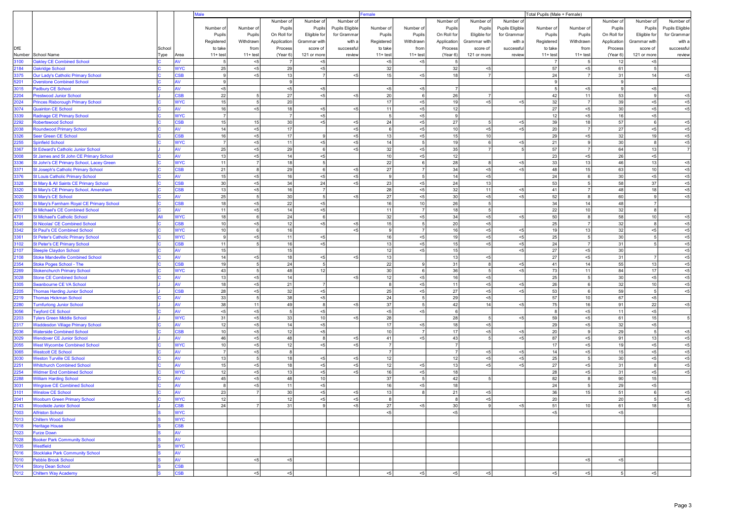| DfE Number | School Name | School Type | Area | Male | | | | | Female | | | | | Total Pupils (Male + Female) | | | | |
|---|---|---|---|---|---|---|---|---|---|---|---|---|---|---|---|---|---|---|
| | | | | Number of Pupils Registered to take 11+ test | Number of Pupils Withdrawn from 11+ test | Number of Pupils On Roll for Application Process (Year 6) | Number of Pupils Eligible for Grammar with score of 121 or more | Number of Pupils Eligible for Grammar with a successful review | Number of Pupils Registered to take 11+ test | Number of Pupils Withdrawn from 11+ test | Number of Pupils On Roll for Application Process (Year 6) | Number of Pupils Eligible for Grammar with score of 121 or more | Number of Pupils Eligible for Grammar with a successful review | Number of Pupils Registered to take 11+ test | Number of Pupils Withdrawn from 11+ test | Number of Pupils On Roll for Application Process (Year 6) | Number of Pupils Eligible for Grammar with score of 121 or more | Number of Pupils Eligible for Grammar with a successful review |
| 3100 | Oakley CE Combined School | C | AV | 5 | <5 | 7 | <5 | | <5 | <5 | 5 | | | 7 | 5 | 12 | <5 | |
| 2184 | Oakridge School | C | WYC | 25 | <5 | 29 | <5 | | 32 | | 32 | <5 | | 57 | <5 | 61 | 5 | |
| 3375 | Our Lady's Catholic Primary School | C | CSB | 9 | <5 | 13 | 7 | <5 | 15 | <5 | 18 | 7 | | 24 | 7 | 31 | 14 | <5 |
| 5201 | Overstone Combined School | C | AV | 9 | | 9 | | | | | | | | 9 | | 9 | | |
| 3015 | Padbury CE School | C | AV | <5 | | <5 | <5 | | <5 | <5 | 7 | | | 5 | <5 | 9 | <5 | |
| 2204 | Prestwood Junior School | J | CSB | 22 | 5 | 27 | <5 | <5 | 20 | 6 | 26 | 7 | | 42 | 11 | 53 | 9 | <5 |
| 2024 | Princes Risborough Primary School | C | WYC | 15 | 5 | 20 | | | 17 | <5 | 19 | <5 | <5 | 32 | 7 | 39 | <5 | <5 |
| 3074 | Quainton CE School | C | AV | 16 | <5 | 18 | <5 | <5 | 11 | <5 | 12 | | | 27 | <5 | 30 | <5 | <5 |
| 3339 | Radnage CE Primary School | C | WYC | 7 | | 7 | <5 | | 5 | <5 | 9 | | | 12 | <5 | 16 | <5 | |
| 2292 | Robertswood School | C | CSB | 15 | 15 | 30 | <5 | <5 | 24 | <5 | 27 | 5 | <5 | 39 | 18 | 57 | 6 | <5 |
| 2038 | Roundwood Primary School | C | AV | 14 | <5 | 17 | | <5 | 6 | <5 | 10 | <5 | <5 | 20 | 7 | 27 | <5 | <5 |
| 3326 | Seer Green CE School | C | CSB | 16 | <5 | 17 | 9 | <5 | 13 | <5 | 15 | 10 | | 29 | <5 | 32 | 19 | <5 |
| 2255 | Spinfield School | C | WYC | 7 | <5 | 11 | <5 | <5 | 14 | 5 | 19 | 6 | <5 | 21 | 9 | 30 | 8 | <5 |
| 3367 | St Edward's Catholic Junior School | J | AV | 25 | <5 | 29 | 6 | <5 | 32 | <5 | 35 | 7 | 5 | 57 | 7 | 64 | 13 | 7 |
| 3008 | St James and St John CE Primary School | C | AV | 13 | <5 | 14 | <5 | | 10 | <5 | 12 | | | 23 | <5 | 26 | <5 | |
| 3336 | St John's CE Primary School, Lacey Green | C | WYC | 11 | 7 | 18 | 5 | | 22 | 6 | 28 | 8 | <5 | 33 | 13 | 46 | 13 | <5 |
| 3371 | St Joseph's Catholic Primary School | C | CSB | 21 | 8 | 29 | 6 | <5 | 27 | 7 | 34 | <5 | <5 | 48 | 15 | 63 | 10 | <5 |
| 3376 | St Louis Catholic Primary School | C | AV | 15 | <5 | 16 | <5 | <5 | 9 | 5 | 14 | <5 | | 24 | 6 | 30 | <5 | <5 |
| 3328 | St Mary & All Saints CE Primary School | C | CSB | 30 | <5 | 34 | 24 | <5 | 23 | <5 | 24 | 13 | | 53 | 5 | 58 | 37 | <5 |
| 3320 | St Mary's CE Primary School, Amersham | C | CSB | 13 | <5 | 16 | 7 | | 28 | <5 | 32 | 11 | <5 | 41 | 7 | 48 | 18 | <5 |
| 3020 | St Mary's CE School | C | AV | 25 | 5 | 30 | 5 | <5 | 27 | <5 | 30 | <5 | <5 | 52 | 8 | 60 | 9 | <5 |
| 3053 | St Mary's Farnham Royal CE Primary School | C | CSB | 18 | <5 | 22 | <5 | | 16 | 10 | 26 | 5 | | 34 | 14 | 48 | 7 | |
| 3017 | St Michael's CE Combined School | C | AV | 11 | <5 | 14 | <5 | | 11 | 7 | 18 | 5 | | 22 | 10 | 32 | 8 | |
| 4701 | St Michael's Catholic School | All | WYC | 18 | 6 | 24 | 6 | | 32 | <5 | 34 | <5 | <5 | 50 | 8 | 58 | 10 | <5 |
| 3346 | St Nicolas' CE Combined School | C | CSB | 10 | <5 | 12 | <5 | <5 | 15 | 5 | 20 | <5 | | 25 | 7 | 32 | 8 | <5 |
| 3342 | St Paul's CE Combined School | C | WYC | 10 | 6 | 16 | | <5 | 9 | 7 | 16 | <5 | <5 | 19 | 13 | 32 | <5 | <5 |
| 3361 | St Peter's Catholic Primary School | C | WYC | 9 | <5 | 11 | <5 | | 16 | <5 | 19 | <5 | <5 | 25 | 5 | 30 | 5 | <5 |
| 3102 | St Peter's CE Primary School | C | CSB | 11 | 5 | 16 | <5 | | 13 | <5 | 15 | <5 | <5 | 24 | 7 | 31 | 5 | <5 |
| 2107 | Steeple Claydon School | C | AV | 15 | | 15 | | | 12 | <5 | 15 | | <5 | 27 | <5 | 30 | | <5 |
| 2108 | Stoke Mandeville Combined School | C | AV | 14 | <5 | 18 | <5 | <5 | 13 | | 13 | <5 | | 27 | <5 | 31 | 7 | <5 |
| 2354 | Stoke Poges School - The | C | CSB | 19 | 5 | 24 | 5 | | 22 | 9 | 31 | 8 | <5 | 41 | 14 | 55 | 13 | <5 |
| 2269 | Stokenchurch Primary School | C | WYC | 43 | 5 | 48 | 12 | | 30 | 6 | 36 | 5 | <5 | 73 | 11 | 84 | 17 | <5 |
| 3028 | Stone CE Combined School | C | AV | 13 | <5 | 14 | | <5 | 12 | <5 | 16 | <5 | | 25 | 5 | 30 | <5 | <5 |
| 3305 | Swanbourne CE VA School | J | AV | 18 | <5 | 21 | 7 | | 8 | <5 | 11 | <5 | <5 | 26 | 6 | 32 | 10 | <5 |
| 2205 | Thomas Harding Junior School | J | CSB | 28 | <5 | 32 | <5 | | 25 | <5 | 27 | <5 | <5 | 53 | 6 | 59 | 5 | <5 |
| 2219 | Thomas Hickman School | C | AV | 33 | 5 | 38 | <5 | | 24 | 5 | 29 | <5 | | 57 | 10 | 67 | <5 | |
| 2280 | Turnfurlong Junior School | J | AV | 38 | 11 | 49 | 8 | <5 | 37 | 5 | 42 | 14 | <5 | 75 | 16 | 91 | 22 | <5 |
| 3056 | Twyford CE School | C | AV | <5 | <5 | 5 | <5 | | <5 | <5 | 6 | | | 8 | <5 | 11 | <5 | |
| 2203 | Tylers Green Middle School | J | WYC | 31 | <5 | 33 | 10 | <5 | 28 | | 28 | 5 | <5 | 59 | <5 | 61 | 15 | 5 |
| 2317 | Waddesdon Village Primary School | C | AV | 12 | <5 | 14 | <5 | | 17 | <5 | 18 | <5 | | 29 | <5 | 32 | <5 | |
| 2036 | Waterside Combined School | C | CSB | 10 | <5 | 12 | <5 | | 10 | 7 | 17 | <5 | <5 | 20 | 9 | 29 | 5 | <5 |
| 3029 | Wendover CE Junior School | J | AV | 46 | <5 | 48 | 8 | <5 | 41 | <5 | 43 | 5 | <5 | 87 | <5 | 91 | 13 | <5 |
| 2055 | West Wycombe Combined School | C | WYC | 10 | <5 | 12 | <5 | <5 | 7 | | 7 | | | 17 | <5 | 19 | <5 | <5 |
| 3065 | Westcott CE School | C | AV | 7 | <5 | 8 | | | 7 | | 7 | <5 | <5 | 14 | <5 | 15 | <5 | <5 |
| 3030 | Weston Turville CE School | C | AV | 13 | 5 | 18 | <5 | <5 | 12 | | 12 | <5 | <5 | 25 | 5 | 30 | <5 | <5 |
| 2251 | Whitchurch Combined School | C | AV | 15 | <5 | 18 | <5 | <5 | 12 | <5 | 13 | <5 | <5 | 27 | <5 | 31 | 8 | <5 |
| 2254 | Widmer End Combined School | C | WYC | 12 | <5 | 13 | <5 | <5 | 16 | <5 | 18 | | | 28 | <5 | 31 | <5 | <5 |
| 2288 | William Harding School | C | AV | 45 | <5 | 48 | 10 | | 37 | 5 | 42 | 5 | | 82 | 8 | 90 | 15 | |
| 3031 | Wingrave CE Combined School | C | AV | 8 | <5 | 11 | <5 | | 16 | <5 | 18 | | | 24 | 5 | 29 | <5 | |
| 3101 | Winslow CE School | C | AV | 23 | 7 | 30 | <5 | <5 | 13 | 8 | 21 | <5 | | 36 | 15 | 51 | 6 | <5 |
| 2041 | Wooburn Green Primary School | C | WYC | 12 | | 12 | <5 | <5 | 8 | | 8 | <5 | | 20 | | 20 | 5 | <5 |
| 2143 | Woodside Junior School | J | CSB | 24 | 7 | 31 | 9 | <5 | 27 | <5 | 30 | 9 | <5 | 51 | 10 | 61 | 18 | 5 |
| 7003 | Alfriston School | S | WYC | | | | | | <5 | | <5 | | | <5 | | <5 | | |
| 7013 | Chiltern Wood School | S | WYC | | | | | | | | | | | | | | | |
| 7018 | Heritage House | S | CSB | | | | | | | | | | | | | | | |
| 7023 | Furze Down | S | AV | | | | | | | | | | | | | | | |
| 7028 | Booker Park Community School | S | AV | | | | | | | | | | | | | | | |
| 7035 | Westfield | S | WYC | | | | | | | | | | | | | | | |
| 7016 | Stocklake Park Community School | S | AV | | | | | | | | | | | | | | | |
| 7010 | Pebble Brook School | S | AV | | <5 | <5 | | | | | | | | | <5 | <5 | | |
| 7014 | Stony Dean School | S | CSB | | | | | | | | | | | | | | | |
| 7012 | Chiltern Way Academy | S | CSB | | <5 | <5 | | | <5 | <5 | <5 | <5 | | <5 | <5 | 5 | <5 | |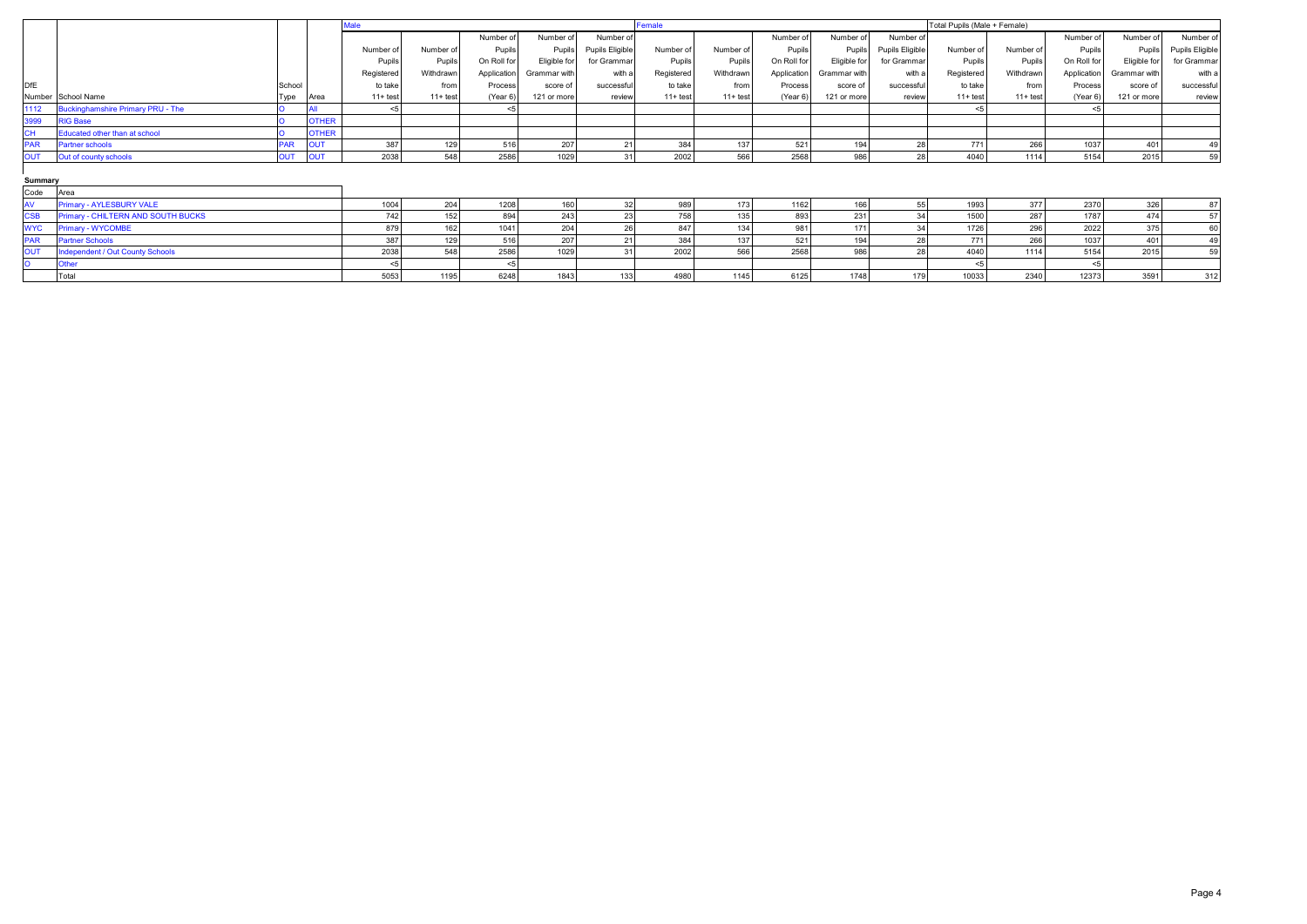| | | | | Male | | | | | Female | | | | | Total Pupils (Male + Female) | | | | |
|---|---|---|---|---|---|---|---|---|---|---|---|---|---|---|---|---|---|---|
| DfE Number | School Name | School Type | Area | Number of Pupils Registered to take 11+ test | Number of Pupils Withdrawn from 11+ test | Number of Pupils On Roll for Application Process (Year 6) | Number of Pupils Eligible for Grammar with score of 121 or more | Number of Pupils Eligible for Grammar with a successful review | Number of Pupils Registered to take 11+ test | Number of Pupils Withdrawn from 11+ test | Number of Pupils On Roll for Application Process (Year 6) | Number of Pupils Eligible for Grammar with score of 121 or more | Number of Pupils Eligible for Grammar with a successful review | Number of Pupils Registered to take 11+ test | Number of Pupils Withdrawn from 11+ test | Number of Pupils On Roll for Application Process (Year 6) | Number of Pupils Eligible for Grammar with score of 121 or more | Number of Pupils Eligible for Grammar with a successful review |
| 1112 | Buckinghamshire Primary PRU - The | O | All | <5 | | <5 | | | | | | | | <5 | | <5 | | |
| 3999 | RIG Base | O | OTHER | | | | | | | | | | | | | | | |
| CH | Educated other than at school | O | OTHER | | | | | | | | | | | | | | | |
| PAR | Partner schools | PAR | OUT | 387 | 129 | 516 | 207 | 21 | 384 | 137 | 521 | 194 | 28 | 771 | 266 | 1037 | 401 | 49 |
| OUT | Out of county schools | OUT | OUT | 2038 | 548 | 2586 | 1029 | 31 | 2002 | 566 | 2568 | 986 | 28 | 4040 | 1114 | 5154 | 2015 | 59 |

**Summary**

| Code | Area | | | | | | | | | | | | | | | |
|---|---|---|---|---|---|---|---|---|---|---|---|---|---|---|---|---|
| AV | Primary - AYLESBURY VALE | 1004 | 204 | 1208 | 160 | 32 | 989 | 173 | 1162 | 166 | 55 | 1993 | 377 | 2370 | 326 | 87 |
| CSB | Primary - CHILTERN AND SOUTH BUCKS | 742 | 152 | 894 | 243 | 23 | 758 | 135 | 893 | 231 | 34 | 1500 | 287 | 1787 | 474 | 57 |
| WYC | Primary - WYCOMBE | 879 | 162 | 1041 | 204 | 26 | 847 | 134 | 981 | 171 | 34 | 1726 | 296 | 2022 | 375 | 60 |
| PAR | Partner Schools | 387 | 129 | 516 | 207 | 21 | 384 | 137 | 521 | 194 | 28 | 771 | 266 | 1037 | 401 | 49 |
| OUT | Independent / Out County Schools | 2038 | 548 | 2586 | 1029 | 31 | 2002 | 566 | 2568 | 986 | 28 | 4040 | 1114 | 5154 | 2015 | 59 |
| O | Other | <5 | | <5 | | | | | | | | <5 | | <5 | | |
| | Total | 5053 | 1195 | 6248 | 1843 | 133 | 4980 | 1145 | 6125 | 1748 | 179 | 10033 | 2340 | 12373 | 3591 | 312 |